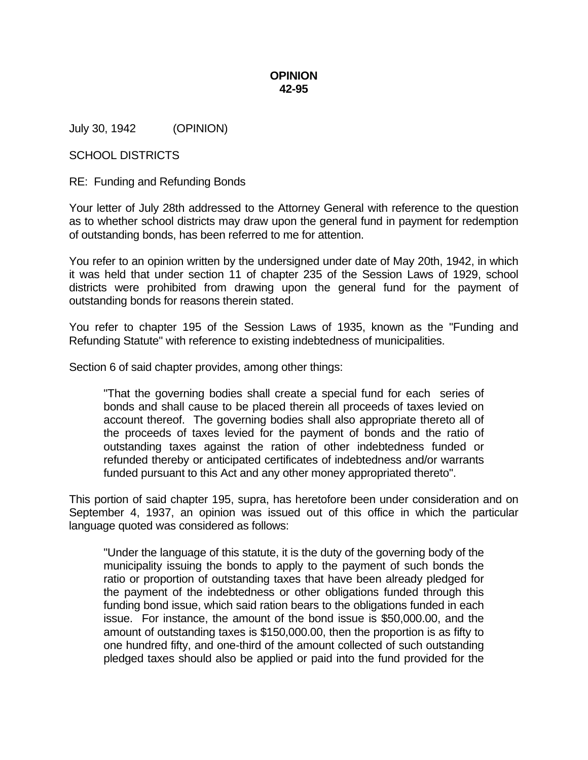**OPINION**
**42-95**

July 30, 1942 (OPINION)

SCHOOL DISTRICTS

RE: Funding and Refunding Bonds

Your letter of July 28th addressed to the Attorney General with reference to the question as to whether school districts may draw upon the general fund in payment for redemption of outstanding bonds, has been referred to me for attention.

You refer to an opinion written by the undersigned under date of May 20th, 1942, in which it was held that under section 11 of chapter 235 of the Session Laws of 1929, school districts were prohibited from drawing upon the general fund for the payment of outstanding bonds for reasons therein stated.

You refer to chapter 195 of the Session Laws of 1935, known as the "Funding and Refunding Statute" with reference to existing indebtedness of municipalities.

Section 6 of said chapter provides, among other things:

> "That the governing bodies shall create a special fund for each series of bonds and shall cause to be placed therein all proceeds of taxes levied on account thereof. The governing bodies shall also appropriate thereto all of the proceeds of taxes levied for the payment of bonds and the ratio of outstanding taxes against the ration of other indebtedness funded or refunded thereby or anticipated certificates of indebtedness and/or warrants funded pursuant to this Act and any other money appropriated thereto".

This portion of said chapter 195, supra, has heretofore been under consideration and on September 4, 1937, an opinion was issued out of this office in which the particular language quoted was considered as follows:

> "Under the language of this statute, it is the duty of the governing body of the municipality issuing the bonds to apply to the payment of such bonds the ratio or proportion of outstanding taxes that have been already pledged for the payment of the indebtedness or other obligations funded through this funding bond issue, which said ration bears to the obligations funded in each issue. For instance, the amount of the bond issue is $50,000.00, and the amount of outstanding taxes is $150,000.00, then the proportion is as fifty to one hundred fifty, and one-third of the amount collected of such outstanding pledged taxes should also be applied or paid into the fund provided for the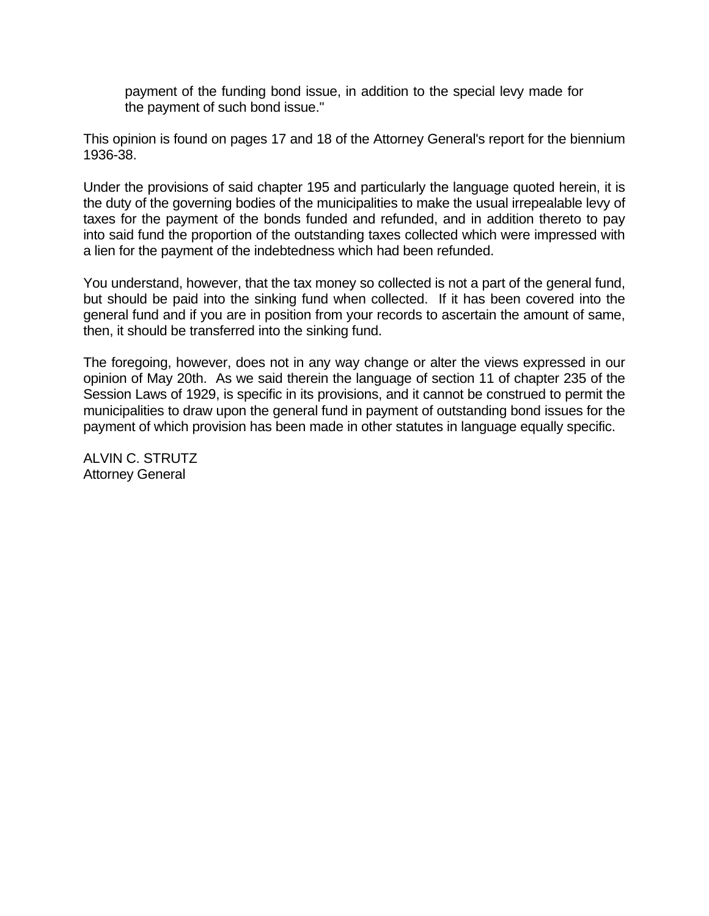> payment of the funding bond issue, in addition to the special levy made for the payment of such bond issue."

This opinion is found on pages 17 and 18 of the Attorney General's report for the biennium 1936-38.

Under the provisions of said chapter 195 and particularly the language quoted herein, it is the duty of the governing bodies of the municipalities to make the usual irrepealable levy of taxes for the payment of the bonds funded and refunded, and in addition thereto to pay into said fund the proportion of the outstanding taxes collected which were impressed with a lien for the payment of the indebtedness which had been refunded.

You understand, however, that the tax money so collected is not a part of the general fund, but should be paid into the sinking fund when collected. If it has been covered into the general fund and if you are in position from your records to ascertain the amount of same, then, it should be transferred into the sinking fund.

The foregoing, however, does not in any way change or alter the views expressed in our opinion of May 20th. As we said therein the language of section 11 of chapter 235 of the Session Laws of 1929, is specific in its provisions, and it cannot be construed to permit the municipalities to draw upon the general fund in payment of outstanding bond issues for the payment of which provision has been made in other statutes in language equally specific.

ALVIN C. STRUTZ
Attorney General